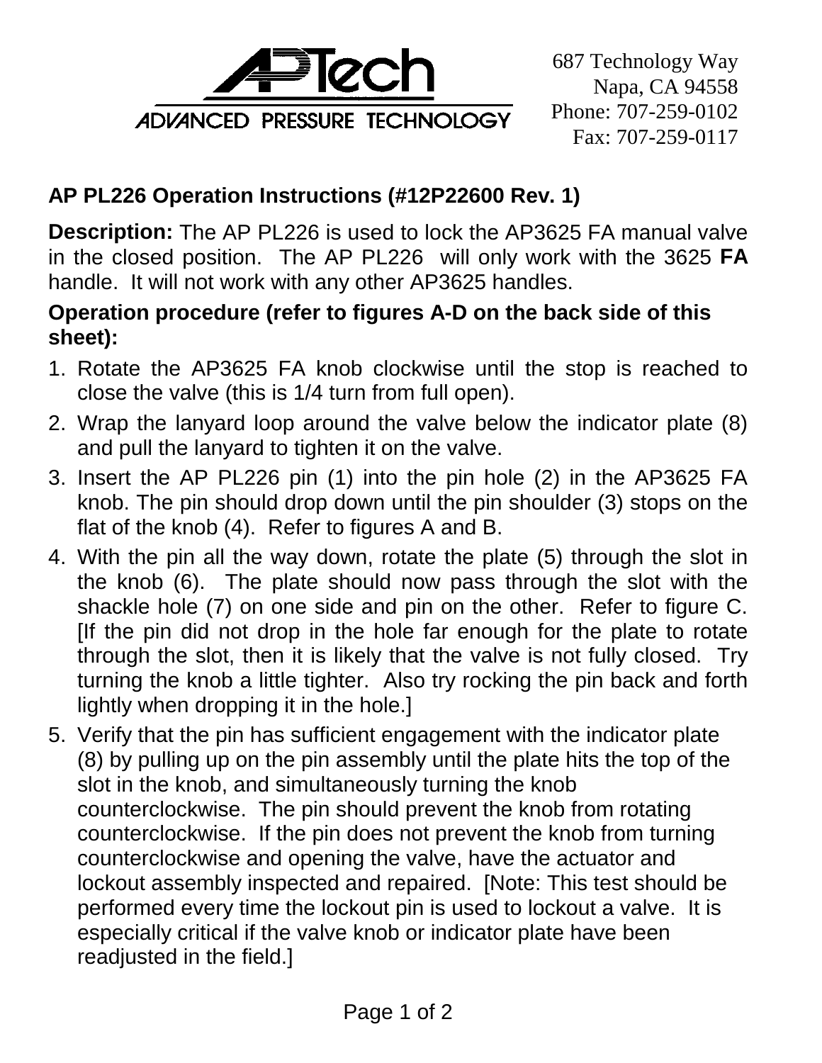APTech
ADVANCED PRESSURE TECHNOLOGY

687 Technology Way
Napa, CA 94558
Phone: 707-259-0102
Fax: 707-259-0117

## AP PL226 Operation Instructions (#12P22600 Rev. 1)

**Description:** The AP PL226 is used to lock the AP3625 FA manual valve in the closed position. The AP PL226 will only work with the 3625 **FA** handle. It will not work with any other AP3625 handles.

**Operation procedure (refer to figures A-D on the back side of this sheet):**

1. Rotate the AP3625 FA knob clockwise until the stop is reached to close the valve (this is 1/4 turn from full open).
2. Wrap the lanyard loop around the valve below the indicator plate (8) and pull the lanyard to tighten it on the valve.
3. Insert the AP PL226 pin (1) into the pin hole (2) in the AP3625 FA knob. The pin should drop down until the pin shoulder (3) stops on the flat of the knob (4). Refer to figures A and B.
4. With the pin all the way down, rotate the plate (5) through the slot in the knob (6). The plate should now pass through the slot with the shackle hole (7) on one side and pin on the other. Refer to figure C. [If the pin did not drop in the hole far enough for the plate to rotate through the slot, then it is likely that the valve is not fully closed. Try turning the knob a little tighter. Also try rocking the pin back and forth lightly when dropping it in the hole.]
5. Verify that the pin has sufficient engagement with the indicator plate (8) by pulling up on the pin assembly until the plate hits the top of the slot in the knob, and simultaneously turning the knob counterclockwise. The pin should prevent the knob from rotating counterclockwise. If the pin does not prevent the knob from turning counterclockwise and opening the valve, have the actuator and lockout assembly inspected and repaired. [Note: This test should be performed every time the lockout pin is used to lockout a valve. It is especially critical if the valve knob or indicator plate have been readjusted in the field.]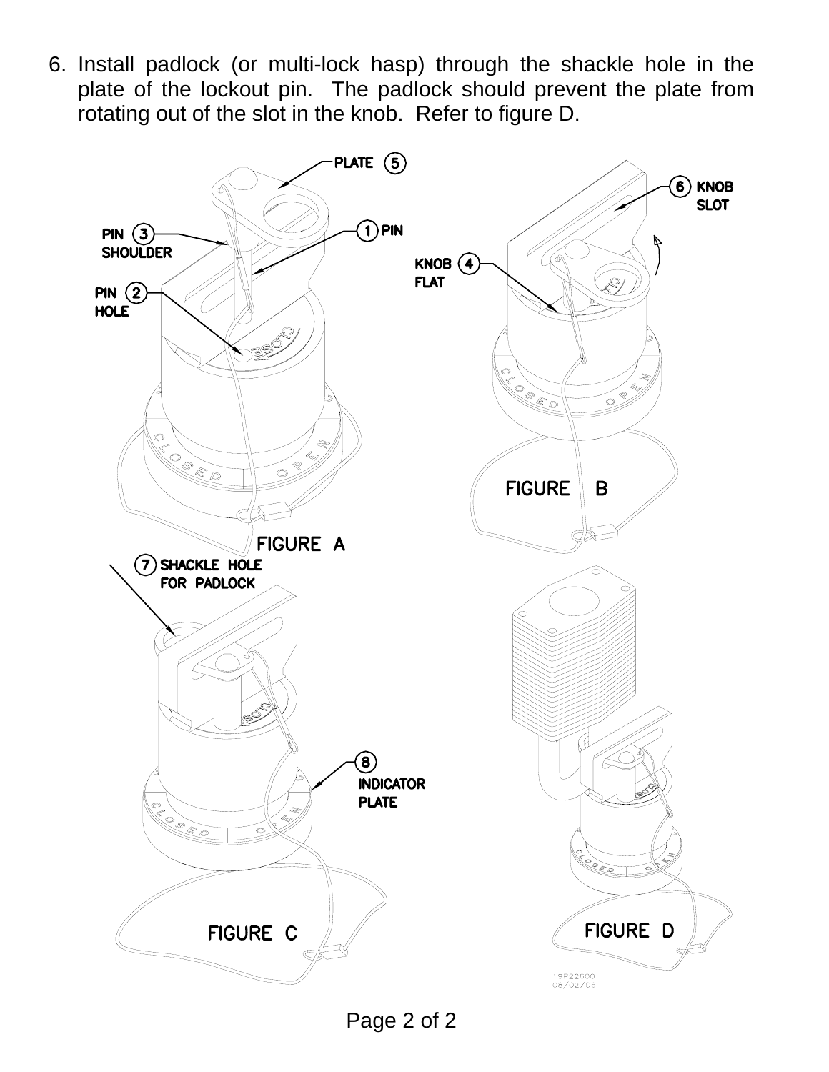6. Install padlock (or multi-lock hasp) through the shackle hole in the plate of the lockout pin. The padlock should prevent the plate from rotating out of the slot in the knob. Refer to figure D.

PLATE (5)

(1) PIN

PIN (3) SHOULDER

PIN (2) HOLE

(6) KNOB SLOT

KNOB (4) FLAT

FIGURE A

FIGURE B

(7) SHACKLE HOLE FOR PADLOCK

(8) INDICATOR PLATE

FIGURE C

FIGURE D

19P22600
08/02/06